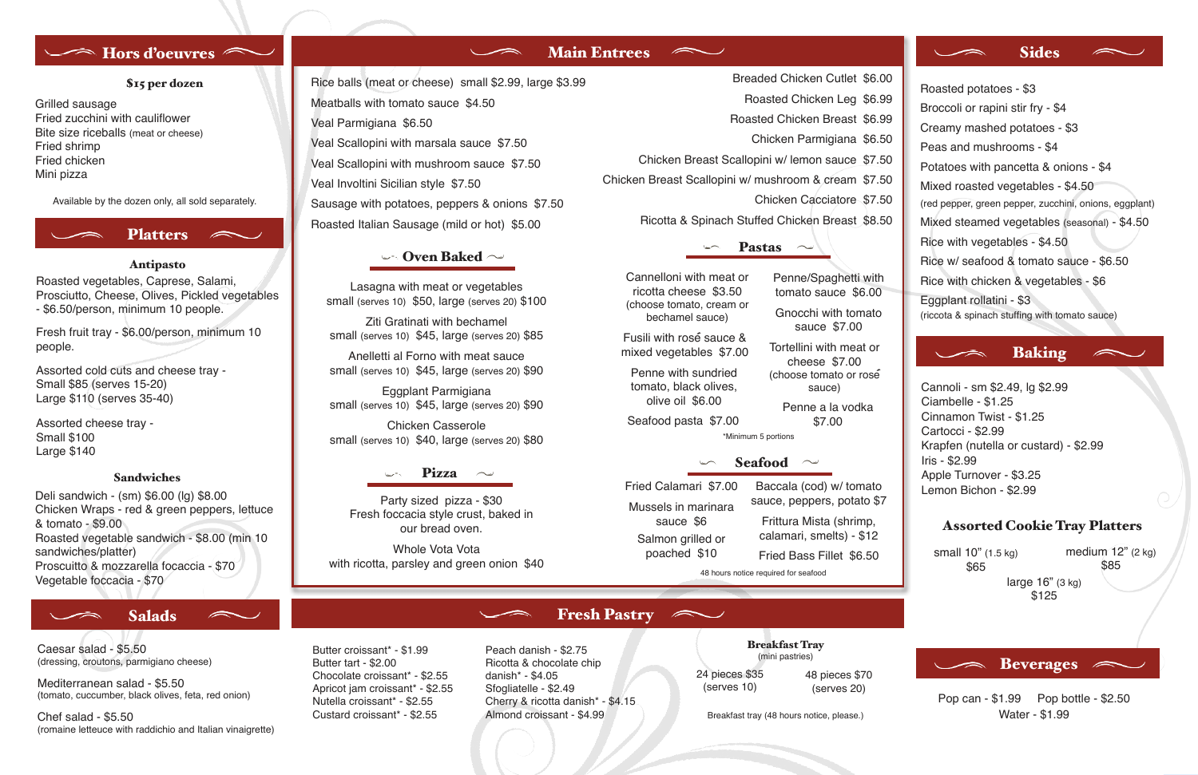## Hors d'oeuvres

**$15 per dozen**

Grilled sausage
Fried zucchini with cauliflower
Bite size riceballs (meat or cheese)
Fried shrimp
Fried chicken
Mini pizza

Available by the dozen only, all sold separately.

## Platters

### Antipasto

Roasted vegetables, Caprese, Salami, Prosciutto, Cheese, Olives, Pickled vegetables - $6.50/person, minimum 10 people.

Fresh fruit tray - $6.00/person, minimum 10 people.

Assorted cold cuts and cheese tray -
Small $85 (serves 15-20)
Large $110 (serves 35-40)

Assorted cheese tray -
Small $100
Large $140

### Sandwiches

Deli sandwich - (sm) $6.00 (lg) $8.00
Chicken Wraps - red & green peppers, lettuce & tomato - $9.00
Roasted vegetable sandwich - $8.00 (min 10 sandwiches/platter)
Proscuitto & mozzarella focaccia - $70
Vegetable foccacia - $70

## Salads

Caesar salad - $5.50
(dressing, croutons, parmigiano cheese)

Mediterranean salad - $5.50
(tomato, cuccumber, black olives, feta, red onion)

Chef salad - $5.50
(romaine letteuce with raddichio and Italian vinaigrette)

## Main Entrees

Rice balls (meat or cheese) small $2.99, large $3.99
Meatballs with tomato sauce $4.50
Veal Parmigiana $6.50
Veal Scallopini with marsala sauce $7.50
Veal Scallopini with mushroom sauce $7.50
Veal Involtini Sicilian style $7.50
Sausage with potatoes, peppers & onions $7.50
Roasted Italian Sausage (mild or hot) $5.00

Breaded Chicken Cutlet $6.00
Roasted Chicken Leg $6.99
Roasted Chicken Breast $6.99
Chicken Parmigiana $6.50
Chicken Breast Scallopini w/ lemon sauce $7.50
Chicken Breast Scallopini w/ mushroom & cream $7.50
Chicken Cacciatore $7.50
Ricotta & Spinach Stuffed Chicken Breast $8.50

### Oven Baked

Lasagna with meat or vegetables
small (serves 10) $50, large (serves 20) $100

Ziti Gratinati with bechamel
small (serves 10) $45, large (serves 20) $85

Anelletti al Forno with meat sauce
small (serves 10) $45, large (serves 20) $90

Eggplant Parmigiana
small (serves 10) $45, large (serves 20) $90

Chicken Casserole
small (serves 10) $40, large (serves 20) $80

### Pizza

Party sized pizza - $30
Fresh foccacia style crust, baked in our bread oven.

Whole Vota Vota
with ricotta, parsley and green onion $40

### Pastas

Cannelloni with meat or ricotta cheese $3.50
(choose tomato, cream or bechamel sauce)

Fusili with rosé sauce & mixed vegetables $7.00

Penne with sundried tomato, black olives, olive oil $6.00

Seafood pasta $7.00

Penne/Spaghetti with tomato sauce $6.00

Gnocchi with tomato sauce $7.00

Tortellini with meat or cheese $7.00
(choose tomato or rosé sauce)

Penne a la vodka $7.00

*Minimum 5 portions

### Seafood

Fried Calamari $7.00

Mussels in marinara sauce $6

Salmon grilled or poached $10

Baccala (cod) w/ tomato sauce, peppers, potato $7

Frittura Mista (shrimp, calamari, smelts) - $12

Fried Bass Fillet $6.50

48 hours notice required for seafood

## Fresh Pastry

Butter croissant* - $1.99
Butter tart - $2.00
Chocolate croissant* - $2.55
Apricot jam croissant* - $2.55
Nutella croissant* - $2.55
Custard croissant* - $2.55

Peach danish - $2.75
Ricotta & chocolate chip danish* - $4.05
Sfogliatelle - $2.49
Cherry & ricotta danish* - $4.15
Almond croissant - $4.99

### Breakfast Tray

(mini pastries)

24 pieces $35 (serves 10)
48 pieces $70 (serves 20)

Breakfast tray (48 hours notice, please.)

## Sides

Roasted potatoes - $3
Broccoli or rapini stir fry - $4
Creamy mashed potatoes - $3
Peas and mushrooms - $4
Potatoes with pancetta & onions - $4
Mixed roasted vegetables - $4.50
(red pepper, green pepper, zucchini, onions, eggplant)
Mixed steamed vegetables (seasonal) - $4.50
Rice with vegetables - $4.50
Rice w/ seafood & tomato sauce - $6.50
Rice with chicken & vegetables - $6
Eggplant rollatini - $3
(riccota & spinach stuffing with tomato sauce)

## Baking

Cannoli - sm $2.49, lg $2.99
Ciambelle - $1.25
Cinnamon Twist - $1.25
Cartocci - $2.99
Krapfen (nutella or custard) - $2.99
Iris - $2.99
Apple Turnover - $3.25
Lemon Bichon - $2.99

### Assorted Cookie Tray Platters

small 10" (1.5 kg) $65
medium 12" (2 kg) $85
large 16" (3 kg) $125

## Beverages

Pop can - $1.99
Pop bottle - $2.50
Water - $1.99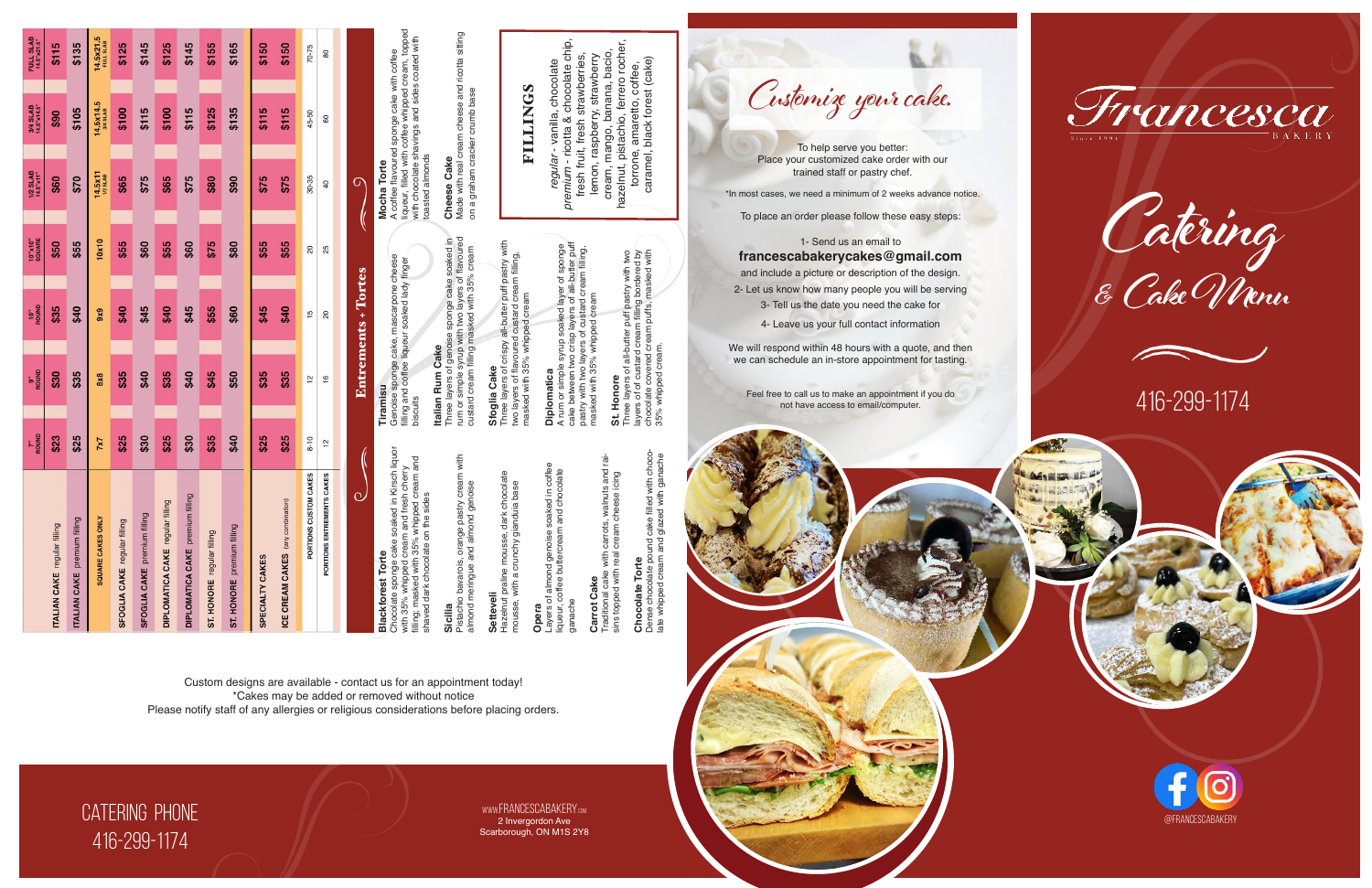# Francesca

Since 1991 BAKERY

# Catering & Cake Menu

416-299-1174

@FRANCESCABAKERY

## Customize your cake.

To help serve you better:
Place your customized cake order with our trained staff or pastry chef.

*In most cases, we need a minimum of 2 weeks advance notice.

To place an order please follow these easy steps:

1- Send us an email to **francescabakerycakes@gmail.com** and include a picture or description of the design.

2- Let us know how many people you will be serving

3- Tell us the date you need the cake for

4- Leave us your full contact information

We will respond within 48 hours with a quote, and then we can schedule an in-store appointment for tasting.

Feel free to call us to make an appointment if you do not have access to email/computer.

| | 7" ROUND | 9" ROUND | 10" ROUND | 10"x10" SQUARE | 1/2 SLAB 14.5"x11" | 3/4 SLAB 14.5"x14.5" | FULL SLAB 14.5"x21.5" |
|---|---|---|---|---|---|---|---|
| ITALIAN CAKE regular filling | $23 | $30 | $35 | $50 | $60 | $90 | $115 |
| ITALIAN CAKE premium filling | $25 | $35 | $40 | $55 | $70 | $105 | $135 |
| SQUARE CAKES ONLY | 7x7 | 8x8 | 9x9 | 10x10 | 14.5x11 1/2 SLAB | 14.5x14.5 3/4 SLAB | 14.5x21.5 FULL SLAB |
| SFOGLIA CAKE regular filling | $25 | $35 | $40 | $55 | $65 | $100 | $125 |
| SFOGLIA CAKE premium filling | $30 | $40 | $45 | $60 | $75 | $115 | $145 |
| DIPLOMATICA CAKE regular filling | $25 | $35 | $40 | $55 | $65 | $100 | $125 |
| DIPLOMATICA CAKE premium filling | $30 | $40 | $45 | $60 | $75 | $115 | $145 |
| ST. HONORE regular filling | $35 | $45 | $55 | $75 | $80 | $125 | $155 |
| ST. HONORE premium filling | $40 | $50 | $60 | $80 | $90 | $135 | $165 |
| SPECIALTY CAKES | $25 | $35 | $45 | $55 | $75 | $115 | $150 |
| ICE CREAM CAKES (any combination) | $25 | $35 | $40 | $55 | $75 | $115 | $150 |
| PORTIONS CUSTOM CAKES | 8-10 | 12 | 15 | 20 | 30-35 | 45-50 | 70-75 |
| PORTIONS ENTREMENTS CAKES | 12 | 16 | 20 | 25 | 40 | 60 | 80 |

## Entrements + Tortes

**Blackforest Torte**
Chocolate sponge cake soaked in Kirsch liquor with 35% whipped cream and fresh cherry filling; masked with 35% whipped cream and shaved dark chocolate on the sides

**Sicilia**
Pistachio bavarois, orange pastry cream with almond meringue and almond genoise

**Setteveli**
Hazelnut praline mousse, dark chocolate mousse, with a crunchy gianduia base

**Opera**
Layers of almond genoise soaked in coffee liqueur, coffee buttercream and chocolate ganache

**Carrot Cake**
Traditional cake with carrots, walnuts and raisins topped with real cream cheese icing

**Chocolate Torte**
Dense chocolate pound cake filled with chocolate whipped cream and glazed with ganache

**Tiramisu**
Genoise sponge cake, mascarpone cheese filling and coffee liqueur soaked lady finger biscuits

**Italian Rum Cake**
Three layers of genoise sponge cake soaked in rum or simple syrup with two layers of flavoured custard cream filling masked with 35% cream

**Sfoglia Cake**
Three layers of crispy all-butter puff pastry with two layers of flavoured custard cream filling, masked with 35% whipped cream

**Diplomatica**
A rum or simple syrup soaked layer of sponge cake between two crisp layers of all-butter puff pastry with two layers of custard cream filling, masked with 35% whipped cream

**St Honore**
Three layers of all-butter puff pastry with two layers of of custard cream filling bordered by chocolate covered cream puffs, masked with 35% whipped cream.

**Mocha Torte**
A coffee flavoured sponge cake with coffee liqueur, filled with coffee whipped cream, topped with chocolate shavings and sides coated with toasted almonds

**Cheese Cake**
Made with real cream cheese and ricotta sitting on a graham cracker crumb base

## FILLINGS

*regular* - vanilla, chocolate

*premium* - ricotta & chocolate chip, fresh fruit, fresh strawberries, lemon, raspberry, strawberry cream, mango, banana, bacio, hazelnut, pistachio, ferrero rocher, torrone, amaretto, coffee, caramel, black forest (cake)

Custom designs are available - contact us for an appointment today!
*Cakes may be added or removed without notice
Please notify staff of any allergies or religious considerations before placing orders.

CATERING PHONE
416-299-1174

www.FRANCESCABAKERY.com
2 Invergordon Ave
Scarborough, ON M1S 2Y8